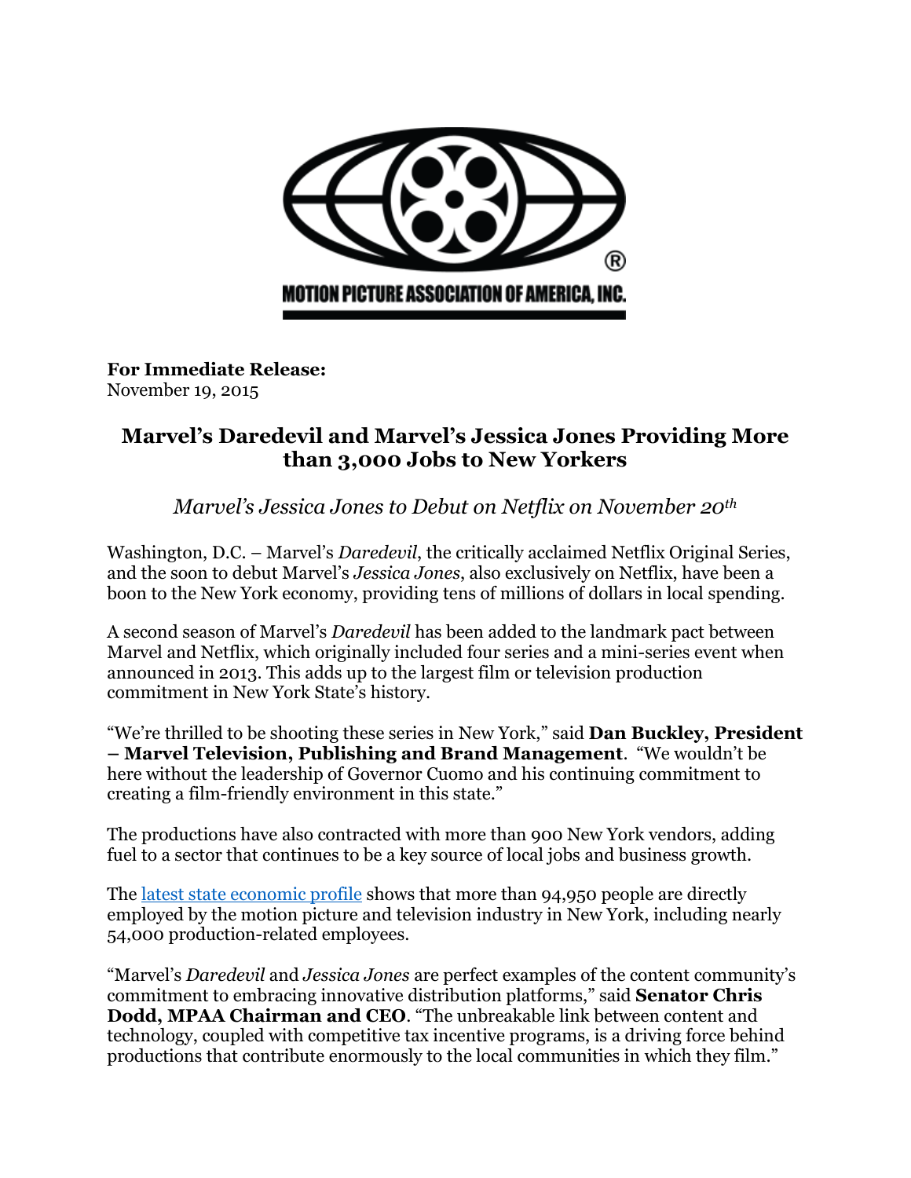MOTION PICTURE ASSOCIATION OF AMERICA, INC.

**For Immediate Release:**
November 19, 2015

## Marvel's Daredevil and Marvel's Jessica Jones Providing More than 3,000 Jobs to New Yorkers

*Marvel's Jessica Jones to Debut on Netflix on November 20th*

Washington, D.C. – Marvel's *Daredevil*, the critically acclaimed Netflix Original Series, and the soon to debut Marvel's *Jessica Jones*, also exclusively on Netflix, have been a boon to the New York economy, providing tens of millions of dollars in local spending.

A second season of Marvel's *Daredevil* has been added to the landmark pact between Marvel and Netflix, which originally included four series and a mini-series event when announced in 2013. This adds up to the largest film or television production commitment in New York State's history.

"We're thrilled to be shooting these series in New York," said **Dan Buckley, President – Marvel Television, Publishing and Brand Management**. "We wouldn't be here without the leadership of Governor Cuomo and his continuing commitment to creating a film-friendly environment in this state."

The productions have also contracted with more than 900 New York vendors, adding fuel to a sector that continues to be a key source of local jobs and business growth.

The latest state economic profile shows that more than 94,950 people are directly employed by the motion picture and television industry in New York, including nearly 54,000 production-related employees.

"Marvel's *Daredevil* and *Jessica Jones* are perfect examples of the content community's commitment to embracing innovative distribution platforms," said **Senator Chris Dodd, MPAA Chairman and CEO**. "The unbreakable link between content and technology, coupled with competitive tax incentive programs, is a driving force behind productions that contribute enormously to the local communities in which they film."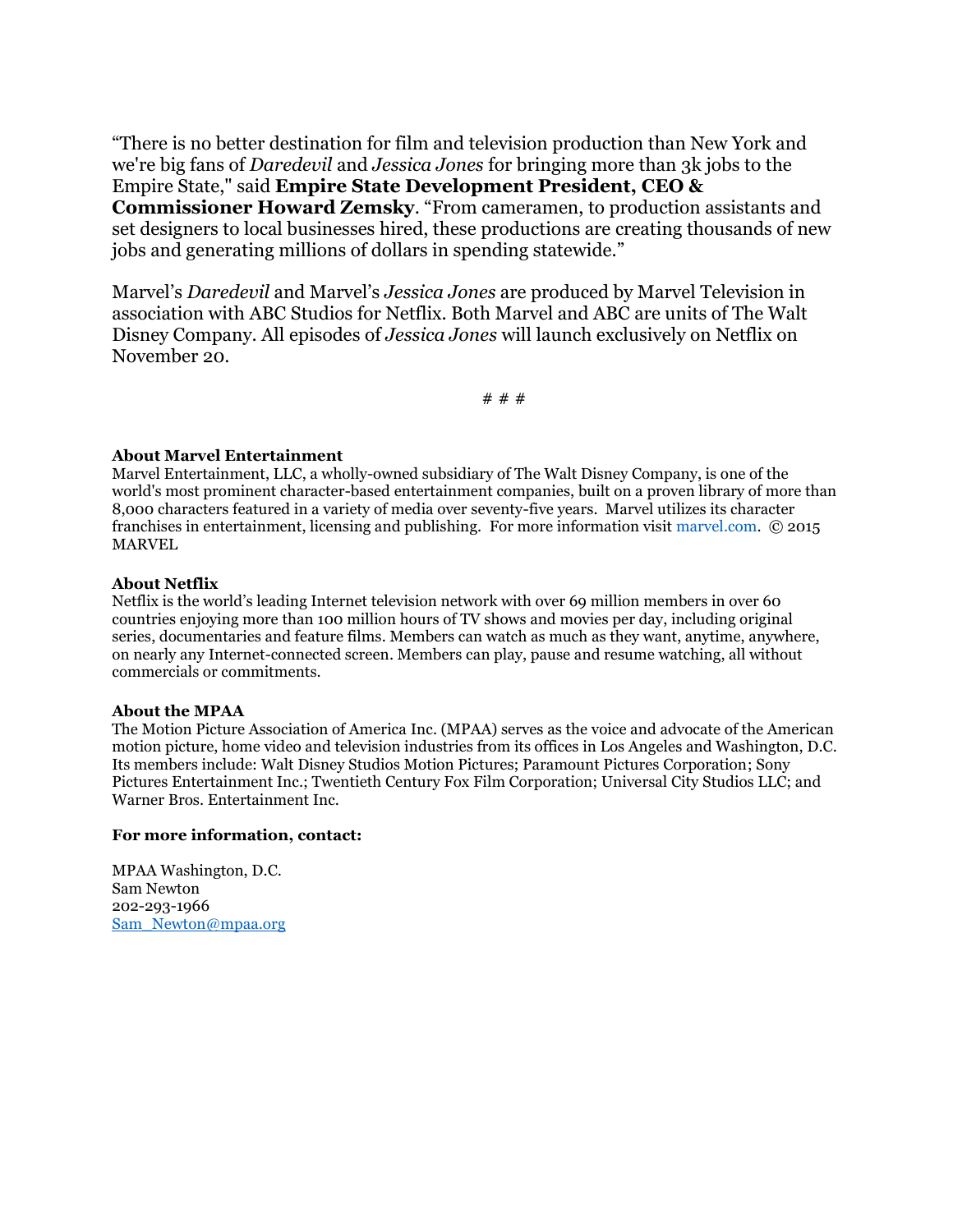"There is no better destination for film and television production than New York and we're big fans of *Daredevil* and *Jessica Jones* for bringing more than 3k jobs to the Empire State," said **Empire State Development President, CEO & Commissioner Howard Zemsky**. "From cameramen, to production assistants and set designers to local businesses hired, these productions are creating thousands of new jobs and generating millions of dollars in spending statewide."

Marvel's *Daredevil* and Marvel's *Jessica Jones* are produced by Marvel Television in association with ABC Studios for Netflix. Both Marvel and ABC are units of The Walt Disney Company. All episodes of *Jessica Jones* will launch exclusively on Netflix on November 20.

# # #

**About Marvel Entertainment**
Marvel Entertainment, LLC, a wholly-owned subsidiary of The Walt Disney Company, is one of the world's most prominent character-based entertainment companies, built on a proven library of more than 8,000 characters featured in a variety of media over seventy-five years. Marvel utilizes its character franchises in entertainment, licensing and publishing. For more information visit marvel.com. © 2015 MARVEL

**About Netflix**
Netflix is the world's leading Internet television network with over 69 million members in over 60 countries enjoying more than 100 million hours of TV shows and movies per day, including original series, documentaries and feature films. Members can watch as much as they want, anytime, anywhere, on nearly any Internet-connected screen. Members can play, pause and resume watching, all without commercials or commitments.

**About the MPAA**
The Motion Picture Association of America Inc. (MPAA) serves as the voice and advocate of the American motion picture, home video and television industries from its offices in Los Angeles and Washington, D.C. Its members include: Walt Disney Studios Motion Pictures; Paramount Pictures Corporation; Sony Pictures Entertainment Inc.; Twentieth Century Fox Film Corporation; Universal City Studios LLC; and Warner Bros. Entertainment Inc.

**For more information, contact:**

MPAA Washington, D.C.
Sam Newton
202-293-1966
Sam_Newton@mpaa.org